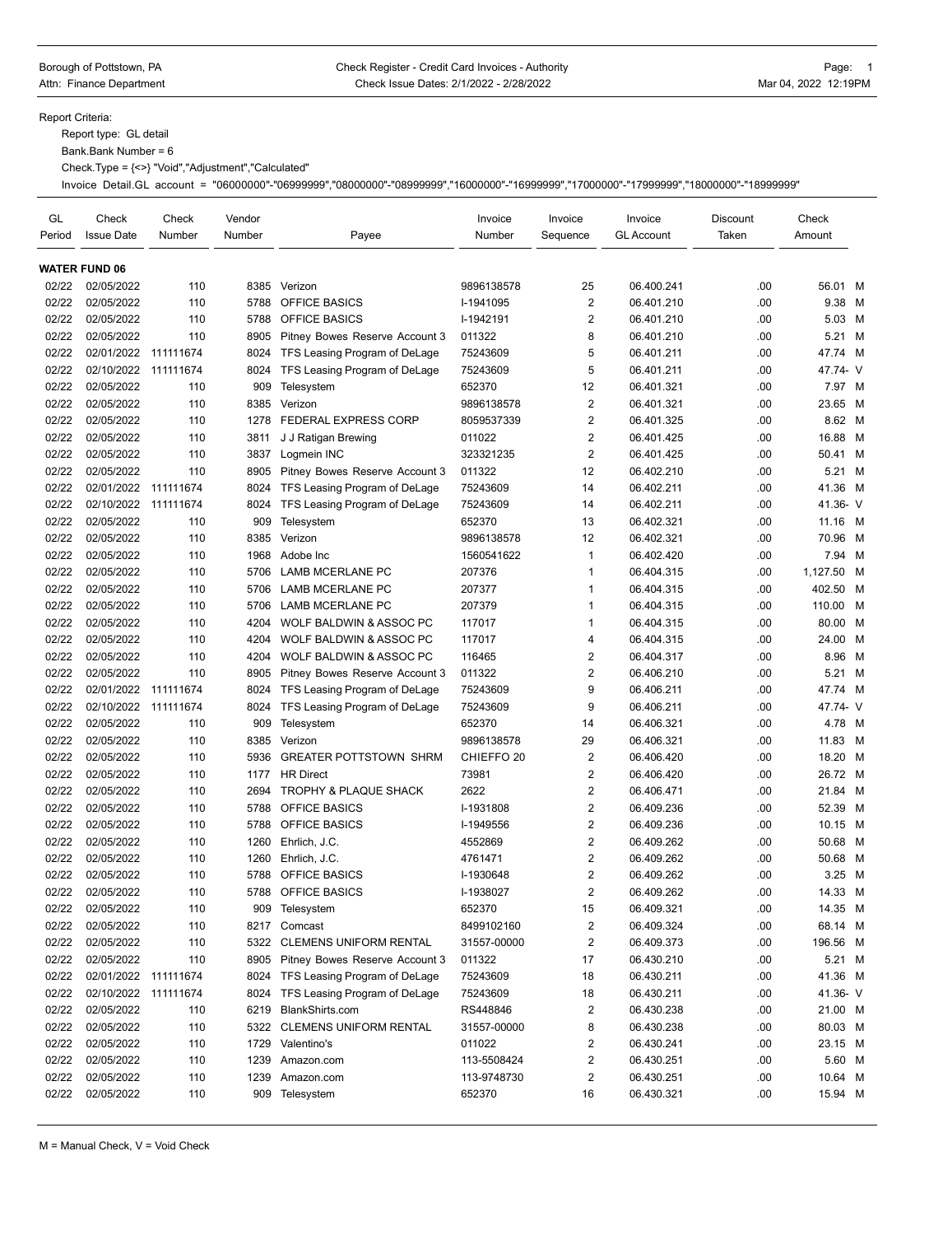Borough of Pottstown, PA
Attn: Finance Department

Check Register - Credit Card Invoices - Authority
Check Issue Dates: 2/1/2022 - 2/28/2022

Mar 04, 2022 12:19PM

Report Criteria:

Report type: GL detail
Bank.Bank Number = 6
Check.Type = {<>} "Void","Adjustment","Calculated"
Invoice Detail.GL account = "06000000"-"06999999","08000000"-"08999999","16000000"-"16999999","17000000"-"17999999","18000000"-"18999999"

| GL Period | Check Issue Date | Check Number | Vendor Number | Payee | Invoice Number | Invoice Sequence | Invoice GL Account | Discount Taken | Check Amount | |
|---|---|---|---|---|---|---|---|---|---|---|
| **WATER FUND 06** | | | | | | | | | | |
| 02/22 | 02/05/2022 | 110 | 8385 | Verizon | 9896138578 | 25 | 06.400.241 | .00 | 56.01 | M |
| 02/22 | 02/05/2022 | 110 | 5788 | OFFICE BASICS | I-1941095 | 2 | 06.401.210 | .00 | 9.38 | M |
| 02/22 | 02/05/2022 | 110 | 5788 | OFFICE BASICS | I-1942191 | 2 | 06.401.210 | .00 | 5.03 | M |
| 02/22 | 02/05/2022 | 110 | 8905 | Pitney Bowes Reserve Account 3 | 011322 | 8 | 06.401.210 | .00 | 5.21 | M |
| 02/22 | 02/01/2022 | 111111674 | 8024 | TFS Leasing Program of DeLage | 75243609 | 5 | 06.401.211 | .00 | 47.74 | M |
| 02/22 | 02/10/2022 | 111111674 | 8024 | TFS Leasing Program of DeLage | 75243609 | 5 | 06.401.211 | .00 | 47.74- | V |
| 02/22 | 02/05/2022 | 110 | 909 | Telesystem | 652370 | 12 | 06.401.321 | .00 | 7.97 | M |
| 02/22 | 02/05/2022 | 110 | 8385 | Verizon | 9896138578 | 2 | 06.401.321 | .00 | 23.65 | M |
| 02/22 | 02/05/2022 | 110 | 1278 | FEDERAL EXPRESS CORP | 8059537339 | 2 | 06.401.325 | .00 | 8.62 | M |
| 02/22 | 02/05/2022 | 110 | 3811 | J J Ratigan Brewing | 011022 | 2 | 06.401.425 | .00 | 16.88 | M |
| 02/22 | 02/05/2022 | 110 | 3837 | Logmein INC | 323321235 | 2 | 06.401.425 | .00 | 50.41 | M |
| 02/22 | 02/05/2022 | 110 | 8905 | Pitney Bowes Reserve Account 3 | 011322 | 12 | 06.402.210 | .00 | 5.21 | M |
| 02/22 | 02/01/2022 | 111111674 | 8024 | TFS Leasing Program of DeLage | 75243609 | 14 | 06.402.211 | .00 | 41.36 | M |
| 02/22 | 02/10/2022 | 111111674 | 8024 | TFS Leasing Program of DeLage | 75243609 | 14 | 06.402.211 | .00 | 41.36- | V |
| 02/22 | 02/05/2022 | 110 | 909 | Telesystem | 652370 | 13 | 06.402.321 | .00 | 11.16 | M |
| 02/22 | 02/05/2022 | 110 | 8385 | Verizon | 9896138578 | 12 | 06.402.321 | .00 | 70.96 | M |
| 02/22 | 02/05/2022 | 110 | 1968 | Adobe Inc | 1560541622 | 1 | 06.402.420 | .00 | 7.94 | M |
| 02/22 | 02/05/2022 | 110 | 5706 | LAMB MCERLANE PC | 207376 | 1 | 06.404.315 | .00 | 1,127.50 | M |
| 02/22 | 02/05/2022 | 110 | 5706 | LAMB MCERLANE PC | 207377 | 1 | 06.404.315 | .00 | 402.50 | M |
| 02/22 | 02/05/2022 | 110 | 5706 | LAMB MCERLANE PC | 207379 | 1 | 06.404.315 | .00 | 110.00 | M |
| 02/22 | 02/05/2022 | 110 | 4204 | WOLF BALDWIN & ASSOC PC | 117017 | 1 | 06.404.315 | .00 | 80.00 | M |
| 02/22 | 02/05/2022 | 110 | 4204 | WOLF BALDWIN & ASSOC PC | 117017 | 4 | 06.404.315 | .00 | 24.00 | M |
| 02/22 | 02/05/2022 | 110 | 4204 | WOLF BALDWIN & ASSOC PC | 116465 | 2 | 06.404.317 | .00 | 8.96 | M |
| 02/22 | 02/05/2022 | 110 | 8905 | Pitney Bowes Reserve Account 3 | 011322 | 2 | 06.406.210 | .00 | 5.21 | M |
| 02/22 | 02/01/2022 | 111111674 | 8024 | TFS Leasing Program of DeLage | 75243609 | 9 | 06.406.211 | .00 | 47.74 | M |
| 02/22 | 02/10/2022 | 111111674 | 8024 | TFS Leasing Program of DeLage | 75243609 | 9 | 06.406.211 | .00 | 47.74- | V |
| 02/22 | 02/05/2022 | 110 | 909 | Telesystem | 652370 | 14 | 06.406.321 | .00 | 4.78 | M |
| 02/22 | 02/05/2022 | 110 | 8385 | Verizon | 9896138578 | 29 | 06.406.321 | .00 | 11.83 | M |
| 02/22 | 02/05/2022 | 110 | 5936 | GREATER POTTSTOWN SHRM | CHIEFFO 20 | 2 | 06.406.420 | .00 | 18.20 | M |
| 02/22 | 02/05/2022 | 110 | 1177 | HR Direct | 73981 | 2 | 06.406.420 | .00 | 26.72 | M |
| 02/22 | 02/05/2022 | 110 | 2694 | TROPHY & PLAQUE SHACK | 2622 | 2 | 06.406.471 | .00 | 21.84 | M |
| 02/22 | 02/05/2022 | 110 | 5788 | OFFICE BASICS | I-1931808 | 2 | 06.409.236 | .00 | 52.39 | M |
| 02/22 | 02/05/2022 | 110 | 5788 | OFFICE BASICS | I-1949556 | 2 | 06.409.236 | .00 | 10.15 | M |
| 02/22 | 02/05/2022 | 110 | 1260 | Ehrlich, J.C. | 4552869 | 2 | 06.409.262 | .00 | 50.68 | M |
| 02/22 | 02/05/2022 | 110 | 1260 | Ehrlich, J.C. | 4761471 | 2 | 06.409.262 | .00 | 50.68 | M |
| 02/22 | 02/05/2022 | 110 | 5788 | OFFICE BASICS | I-1930648 | 2 | 06.409.262 | .00 | 3.25 | M |
| 02/22 | 02/05/2022 | 110 | 5788 | OFFICE BASICS | I-1938027 | 2 | 06.409.262 | .00 | 14.33 | M |
| 02/22 | 02/05/2022 | 110 | 909 | Telesystem | 652370 | 15 | 06.409.321 | .00 | 14.35 | M |
| 02/22 | 02/05/2022 | 110 | 8217 | Comcast | 8499102160 | 2 | 06.409.324 | .00 | 68.14 | M |
| 02/22 | 02/05/2022 | 110 | 5322 | CLEMENS UNIFORM RENTAL | 31557-00000 | 2 | 06.409.373 | .00 | 196.56 | M |
| 02/22 | 02/05/2022 | 110 | 8905 | Pitney Bowes Reserve Account 3 | 011322 | 17 | 06.430.210 | .00 | 5.21 | M |
| 02/22 | 02/01/2022 | 111111674 | 8024 | TFS Leasing Program of DeLage | 75243609 | 18 | 06.430.211 | .00 | 41.36 | M |
| 02/22 | 02/10/2022 | 111111674 | 8024 | TFS Leasing Program of DeLage | 75243609 | 18 | 06.430.211 | .00 | 41.36- | V |
| 02/22 | 02/05/2022 | 110 | 6219 | BlankShirts.com | RS448846 | 2 | 06.430.238 | .00 | 21.00 | M |
| 02/22 | 02/05/2022 | 110 | 5322 | CLEMENS UNIFORM RENTAL | 31557-00000 | 8 | 06.430.238 | .00 | 80.03 | M |
| 02/22 | 02/05/2022 | 110 | 1729 | Valentino's | 011022 | 2 | 06.430.241 | .00 | 23.15 | M |
| 02/22 | 02/05/2022 | 110 | 1239 | Amazon.com | 113-5508424 | 2 | 06.430.251 | .00 | 5.60 | M |
| 02/22 | 02/05/2022 | 110 | 1239 | Amazon.com | 113-9748730 | 2 | 06.430.251 | .00 | 10.64 | M |
| 02/22 | 02/05/2022 | 110 | 909 | Telesystem | 652370 | 16 | 06.430.321 | .00 | 15.94 | M |

M = Manual Check, V = Void Check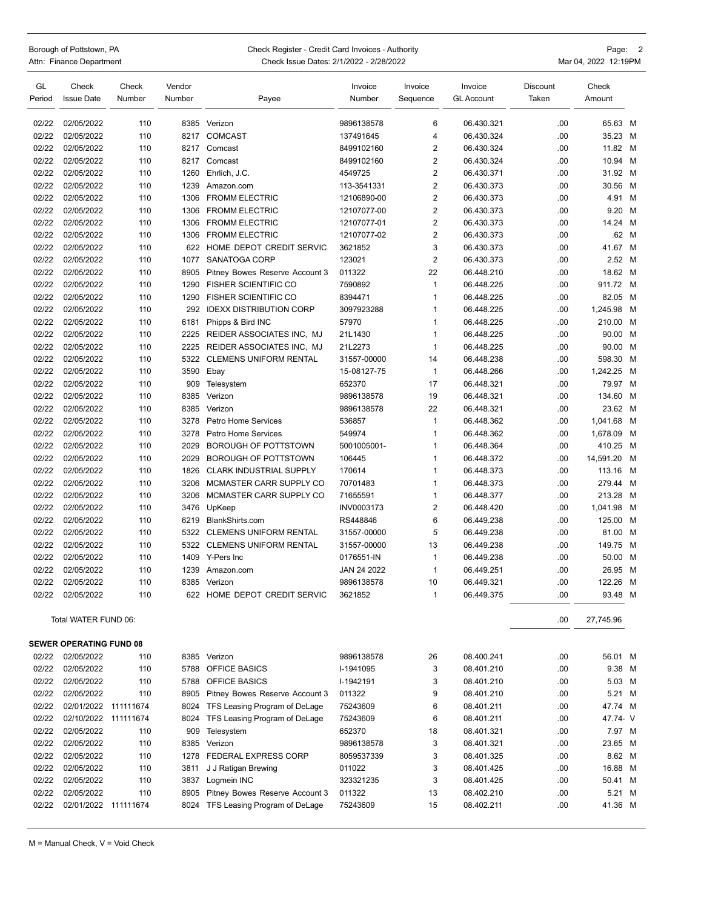Borough of Pottstown, PA
Attn: Finance Department

Check Register - Credit Card Invoices - Authority
Check Issue Dates: 2/1/2022 - 2/28/2022

Mar 04, 2022 12:19PM

| GL Period | Check Issue Date | Check Number | Vendor Number | Payee | Invoice Number | Invoice Sequence | Invoice GL Account | Discount Taken | Check Amount | |
|---|---|---|---|---|---|---|---|---|---|---|
| 02/22 | 02/05/2022 | 110 | 8385 | Verizon | 9896138578 | 6 | 06.430.321 | .00 | 65.63 | M |
| 02/22 | 02/05/2022 | 110 | 8217 | COMCAST | 137491645 | 4 | 06.430.324 | .00 | 35.23 | M |
| 02/22 | 02/05/2022 | 110 | 8217 | Comcast | 8499102160 | 2 | 06.430.324 | .00 | 11.82 | M |
| 02/22 | 02/05/2022 | 110 | 8217 | Comcast | 8499102160 | 2 | 06.430.324 | .00 | 10.94 | M |
| 02/22 | 02/05/2022 | 110 | 1260 | Ehrlich, J.C. | 4549725 | 2 | 06.430.371 | .00 | 31.92 | M |
| 02/22 | 02/05/2022 | 110 | 1239 | Amazon.com | 113-3541331 | 2 | 06.430.373 | .00 | 30.56 | M |
| 02/22 | 02/05/2022 | 110 | 1306 | FROMM ELECTRIC | 12106890-00 | 2 | 06.430.373 | .00 | 4.91 | M |
| 02/22 | 02/05/2022 | 110 | 1306 | FROMM ELECTRIC | 12107077-00 | 2 | 06.430.373 | .00 | 9.20 | M |
| 02/22 | 02/05/2022 | 110 | 1306 | FROMM ELECTRIC | 12107077-01 | 2 | 06.430.373 | .00 | 14.24 | M |
| 02/22 | 02/05/2022 | 110 | 1306 | FROMM ELECTRIC | 12107077-02 | 2 | 06.430.373 | .00 | .62 | M |
| 02/22 | 02/05/2022 | 110 | 622 | HOME DEPOT CREDIT SERVIC | 3621852 | 3 | 06.430.373 | .00 | 41.67 | M |
| 02/22 | 02/05/2022 | 110 | 1077 | SANATOGA CORP | 123021 | 2 | 06.430.373 | .00 | 2.52 | M |
| 02/22 | 02/05/2022 | 110 | 8905 | Pitney Bowes Reserve Account 3 | 011322 | 22 | 06.448.210 | .00 | 18.62 | M |
| 02/22 | 02/05/2022 | 110 | 1290 | FISHER SCIENTIFIC CO | 7590892 | 1 | 06.448.225 | .00 | 911.72 | M |
| 02/22 | 02/05/2022 | 110 | 1290 | FISHER SCIENTIFIC CO | 8394471 | 1 | 06.448.225 | .00 | 82.05 | M |
| 02/22 | 02/05/2022 | 110 | 292 | IDEXX DISTRIBUTION CORP | 3097923288 | 1 | 06.448.225 | .00 | 1,245.98 | M |
| 02/22 | 02/05/2022 | 110 | 6181 | Phipps & Bird INC | 57970 | 1 | 06.448.225 | .00 | 210.00 | M |
| 02/22 | 02/05/2022 | 110 | 2225 | REIDER ASSOCIATES INC, MJ | 21L1430 | 1 | 06.448.225 | .00 | 90.00 | M |
| 02/22 | 02/05/2022 | 110 | 2225 | REIDER ASSOCIATES INC, MJ | 21L2273 | 1 | 06.448.225 | .00 | 90.00 | M |
| 02/22 | 02/05/2022 | 110 | 5322 | CLEMENS UNIFORM RENTAL | 31557-00000 | 14 | 06.448.238 | .00 | 598.30 | M |
| 02/22 | 02/05/2022 | 110 | 3590 | Ebay | 15-08127-75 | 1 | 06.448.266 | .00 | 1,242.25 | M |
| 02/22 | 02/05/2022 | 110 | 909 | Telesystem | 652370 | 17 | 06.448.321 | .00 | 79.97 | M |
| 02/22 | 02/05/2022 | 110 | 8385 | Verizon | 9896138578 | 19 | 06.448.321 | .00 | 134.60 | M |
| 02/22 | 02/05/2022 | 110 | 8385 | Verizon | 9896138578 | 22 | 06.448.321 | .00 | 23.62 | M |
| 02/22 | 02/05/2022 | 110 | 3278 | Petro Home Services | 536857 | 1 | 06.448.362 | .00 | 1,041.68 | M |
| 02/22 | 02/05/2022 | 110 | 3278 | Petro Home Services | 549974 | 1 | 06.448.362 | .00 | 1,678.09 | M |
| 02/22 | 02/05/2022 | 110 | 2029 | BOROUGH OF POTTSTOWN | 5001005001- | 1 | 06.448.364 | .00 | 410.25 | M |
| 02/22 | 02/05/2022 | 110 | 2029 | BOROUGH OF POTTSTOWN | 106445 | 1 | 06.448.372 | .00 | 14,591.20 | M |
| 02/22 | 02/05/2022 | 110 | 1826 | CLARK INDUSTRIAL SUPPLY | 170614 | 1 | 06.448.373 | .00 | 113.16 | M |
| 02/22 | 02/05/2022 | 110 | 3206 | MCMASTER CARR SUPPLY CO | 70701483 | 1 | 06.448.373 | .00 | 279.44 | M |
| 02/22 | 02/05/2022 | 110 | 3206 | MCMASTER CARR SUPPLY CO | 71655591 | 1 | 06.448.377 | .00 | 213.28 | M |
| 02/22 | 02/05/2022 | 110 | 3476 | UpKeep | INV0003173 | 2 | 06.448.420 | .00 | 1,041.98 | M |
| 02/22 | 02/05/2022 | 110 | 6219 | BlankShirts.com | RS448846 | 6 | 06.449.238 | .00 | 125.00 | M |
| 02/22 | 02/05/2022 | 110 | 5322 | CLEMENS UNIFORM RENTAL | 31557-00000 | 5 | 06.449.238 | .00 | 81.00 | M |
| 02/22 | 02/05/2022 | 110 | 5322 | CLEMENS UNIFORM RENTAL | 31557-00000 | 13 | 06.449.238 | .00 | 149.75 | M |
| 02/22 | 02/05/2022 | 110 | 1409 | Y-Pers Inc | 0176551-IN | 1 | 06.449.238 | .00 | 50.00 | M |
| 02/22 | 02/05/2022 | 110 | 1239 | Amazon.com | JAN 24 2022 | 1 | 06.449.251 | .00 | 26.95 | M |
| 02/22 | 02/05/2022 | 110 | 8385 | Verizon | 9896138578 | 10 | 06.449.321 | .00 | 122.26 | M |
| 02/22 | 02/05/2022 | 110 | 622 | HOME DEPOT CREDIT SERVIC | 3621852 | 1 | 06.449.375 | .00 | 93.48 | M |
| | Total WATER FUND 06: | | | | | | | .00 | 27,745.96 | |

**SEWER OPERATING FUND 08**

| GL Period | Check Issue Date | Check Number | Vendor Number | Payee | Invoice Number | Invoice Sequence | Invoice GL Account | Discount Taken | Check Amount | |
|---|---|---|---|---|---|---|---|---|---|---|
| 02/22 | 02/05/2022 | 110 | 8385 | Verizon | 9896138578 | 26 | 08.400.241 | .00 | 56.01 | M |
| 02/22 | 02/05/2022 | 110 | 5788 | OFFICE BASICS | I-1941095 | 3 | 08.401.210 | .00 | 9.38 | M |
| 02/22 | 02/05/2022 | 110 | 5788 | OFFICE BASICS | I-1942191 | 3 | 08.401.210 | .00 | 5.03 | M |
| 02/22 | 02/05/2022 | 110 | 8905 | Pitney Bowes Reserve Account 3 | 011322 | 9 | 08.401.210 | .00 | 5.21 | M |
| 02/22 | 02/01/2022 | 111111674 | 8024 | TFS Leasing Program of DeLage | 75243609 | 6 | 08.401.211 | .00 | 47.74 | M |
| 02/22 | 02/10/2022 | 111111674 | 8024 | TFS Leasing Program of DeLage | 75243609 | 6 | 08.401.211 | .00 | 47.74- | V |
| 02/22 | 02/05/2022 | 110 | 909 | Telesystem | 652370 | 18 | 08.401.321 | .00 | 7.97 | M |
| 02/22 | 02/05/2022 | 110 | 8385 | Verizon | 9896138578 | 3 | 08.401.321 | .00 | 23.65 | M |
| 02/22 | 02/05/2022 | 110 | 1278 | FEDERAL EXPRESS CORP | 8059537339 | 3 | 08.401.325 | .00 | 8.62 | M |
| 02/22 | 02/05/2022 | 110 | 3811 | J J Ratigan Brewing | 011022 | 3 | 08.401.425 | .00 | 16.88 | M |
| 02/22 | 02/05/2022 | 110 | 3837 | Logmein INC | 323321235 | 3 | 08.401.425 | .00 | 50.41 | M |
| 02/22 | 02/05/2022 | 110 | 8905 | Pitney Bowes Reserve Account 3 | 011322 | 13 | 08.402.210 | .00 | 5.21 | M |
| 02/22 | 02/01/2022 | 111111674 | 8024 | TFS Leasing Program of DeLage | 75243609 | 15 | 08.402.211 | .00 | 41.36 | M |

M = Manual Check, V = Void Check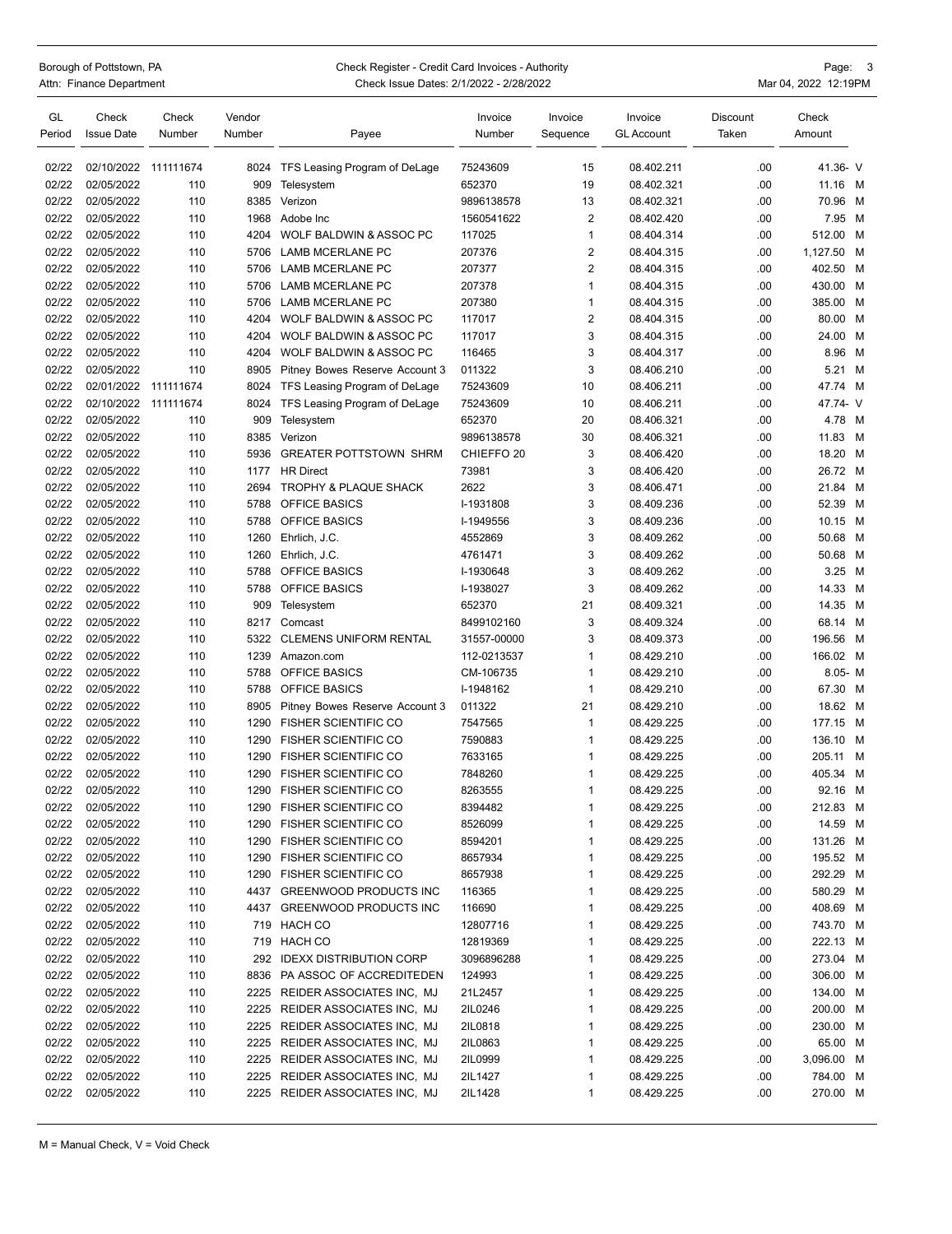Borough of Pottstown, PA
Attn: Finance Department

Check Register - Credit Card Invoices - Authority
Check Issue Dates: 2/1/2022 - 2/28/2022

Mar 04, 2022 12:19PM

| GL Period | Check Issue Date | Check Number | Vendor Number | Payee | Invoice Number | Invoice Sequence | Invoice GL Account | Discount Taken | Check Amount |
|---|---|---|---|---|---|---|---|---|---|
| 02/22 | 02/10/2022 | 111111674 | 8024 | TFS Leasing Program of DeLage | 75243609 | 15 | 08.402.211 | .00 | 41.36- V |
| 02/22 | 02/05/2022 | 110 | 909 | Telesystem | 652370 | 19 | 08.402.321 | .00 | 11.16 M |
| 02/22 | 02/05/2022 | 110 | 8385 | Verizon | 9896138578 | 13 | 08.402.321 | .00 | 70.96 M |
| 02/22 | 02/05/2022 | 110 | 1968 | Adobe Inc | 1560541622 | 2 | 08.402.420 | .00 | 7.95 M |
| 02/22 | 02/05/2022 | 110 | 4204 | WOLF BALDWIN & ASSOC PC | 117025 | 1 | 08.404.314 | .00 | 512.00 M |
| 02/22 | 02/05/2022 | 110 | 5706 | LAMB MCERLANE PC | 207376 | 2 | 08.404.315 | .00 | 1,127.50 M |
| 02/22 | 02/05/2022 | 110 | 5706 | LAMB MCERLANE PC | 207377 | 2 | 08.404.315 | .00 | 402.50 M |
| 02/22 | 02/05/2022 | 110 | 5706 | LAMB MCERLANE PC | 207378 | 1 | 08.404.315 | .00 | 430.00 M |
| 02/22 | 02/05/2022 | 110 | 5706 | LAMB MCERLANE PC | 207380 | 1 | 08.404.315 | .00 | 385.00 M |
| 02/22 | 02/05/2022 | 110 | 4204 | WOLF BALDWIN & ASSOC PC | 117017 | 2 | 08.404.315 | .00 | 80.00 M |
| 02/22 | 02/05/2022 | 110 | 4204 | WOLF BALDWIN & ASSOC PC | 117017 | 3 | 08.404.315 | .00 | 24.00 M |
| 02/22 | 02/05/2022 | 110 | 4204 | WOLF BALDWIN & ASSOC PC | 116465 | 3 | 08.404.317 | .00 | 8.96 M |
| 02/22 | 02/05/2022 | 110 | 8905 | Pitney Bowes Reserve Account 3 | 011322 | 3 | 08.406.210 | .00 | 5.21 M |
| 02/22 | 02/01/2022 | 111111674 | 8024 | TFS Leasing Program of DeLage | 75243609 | 10 | 08.406.211 | .00 | 47.74 M |
| 02/22 | 02/10/2022 | 111111674 | 8024 | TFS Leasing Program of DeLage | 75243609 | 10 | 08.406.211 | .00 | 47.74- V |
| 02/22 | 02/05/2022 | 110 | 909 | Telesystem | 652370 | 20 | 08.406.321 | .00 | 4.78 M |
| 02/22 | 02/05/2022 | 110 | 8385 | Verizon | 9896138578 | 30 | 08.406.321 | .00 | 11.83 M |
| 02/22 | 02/05/2022 | 110 | 5936 | GREATER POTTSTOWN SHRM | CHIEFFO 20 | 3 | 08.406.420 | .00 | 18.20 M |
| 02/22 | 02/05/2022 | 110 | 1177 | HR Direct | 73981 | 3 | 08.406.420 | .00 | 26.72 M |
| 02/22 | 02/05/2022 | 110 | 2694 | TROPHY & PLAQUE SHACK | 2622 | 3 | 08.406.471 | .00 | 21.84 M |
| 02/22 | 02/05/2022 | 110 | 5788 | OFFICE BASICS | I-1931808 | 3 | 08.409.236 | .00 | 52.39 M |
| 02/22 | 02/05/2022 | 110 | 5788 | OFFICE BASICS | I-1949556 | 3 | 08.409.236 | .00 | 10.15 M |
| 02/22 | 02/05/2022 | 110 | 1260 | Ehrlich, J.C. | 4552869 | 3 | 08.409.262 | .00 | 50.68 M |
| 02/22 | 02/05/2022 | 110 | 1260 | Ehrlich, J.C. | 4761471 | 3 | 08.409.262 | .00 | 50.68 M |
| 02/22 | 02/05/2022 | 110 | 5788 | OFFICE BASICS | I-1930648 | 3 | 08.409.262 | .00 | 3.25 M |
| 02/22 | 02/05/2022 | 110 | 5788 | OFFICE BASICS | I-1938027 | 3 | 08.409.262 | .00 | 14.33 M |
| 02/22 | 02/05/2022 | 110 | 909 | Telesystem | 652370 | 21 | 08.409.321 | .00 | 14.35 M |
| 02/22 | 02/05/2022 | 110 | 8217 | Comcast | 8499102160 | 3 | 08.409.324 | .00 | 68.14 M |
| 02/22 | 02/05/2022 | 110 | 5322 | CLEMENS UNIFORM RENTAL | 31557-00000 | 3 | 08.409.373 | .00 | 196.56 M |
| 02/22 | 02/05/2022 | 110 | 1239 | Amazon.com | 112-0213537 | 1 | 08.429.210 | .00 | 166.02 M |
| 02/22 | 02/05/2022 | 110 | 5788 | OFFICE BASICS | CM-106735 | 1 | 08.429.210 | .00 | 8.05- M |
| 02/22 | 02/05/2022 | 110 | 5788 | OFFICE BASICS | I-1948162 | 1 | 08.429.210 | .00 | 67.30 M |
| 02/22 | 02/05/2022 | 110 | 8905 | Pitney Bowes Reserve Account 3 | 011322 | 21 | 08.429.210 | .00 | 18.62 M |
| 02/22 | 02/05/2022 | 110 | 1290 | FISHER SCIENTIFIC CO | 7547565 | 1 | 08.429.225 | .00 | 177.15 M |
| 02/22 | 02/05/2022 | 110 | 1290 | FISHER SCIENTIFIC CO | 7590883 | 1 | 08.429.225 | .00 | 136.10 M |
| 02/22 | 02/05/2022 | 110 | 1290 | FISHER SCIENTIFIC CO | 7633165 | 1 | 08.429.225 | .00 | 205.11 M |
| 02/22 | 02/05/2022 | 110 | 1290 | FISHER SCIENTIFIC CO | 7848260 | 1 | 08.429.225 | .00 | 405.34 M |
| 02/22 | 02/05/2022 | 110 | 1290 | FISHER SCIENTIFIC CO | 8263555 | 1 | 08.429.225 | .00 | 92.16 M |
| 02/22 | 02/05/2022 | 110 | 1290 | FISHER SCIENTIFIC CO | 8394482 | 1 | 08.429.225 | .00 | 212.83 M |
| 02/22 | 02/05/2022 | 110 | 1290 | FISHER SCIENTIFIC CO | 8526099 | 1 | 08.429.225 | .00 | 14.59 M |
| 02/22 | 02/05/2022 | 110 | 1290 | FISHER SCIENTIFIC CO | 8594201 | 1 | 08.429.225 | .00 | 131.26 M |
| 02/22 | 02/05/2022 | 110 | 1290 | FISHER SCIENTIFIC CO | 8657934 | 1 | 08.429.225 | .00 | 195.52 M |
| 02/22 | 02/05/2022 | 110 | 1290 | FISHER SCIENTIFIC CO | 8657938 | 1 | 08.429.225 | .00 | 292.29 M |
| 02/22 | 02/05/2022 | 110 | 4437 | GREENWOOD PRODUCTS INC | 116365 | 1 | 08.429.225 | .00 | 580.29 M |
| 02/22 | 02/05/2022 | 110 | 4437 | GREENWOOD PRODUCTS INC | 116690 | 1 | 08.429.225 | .00 | 408.69 M |
| 02/22 | 02/05/2022 | 110 | 719 | HACH CO | 12807716 | 1 | 08.429.225 | .00 | 743.70 M |
| 02/22 | 02/05/2022 | 110 | 719 | HACH CO | 12819369 | 1 | 08.429.225 | .00 | 222.13 M |
| 02/22 | 02/05/2022 | 110 | 292 | IDEXX DISTRIBUTION CORP | 3096896288 | 1 | 08.429.225 | .00 | 273.04 M |
| 02/22 | 02/05/2022 | 110 | 8836 | PA ASSOC OF ACCREDITEDEN | 124993 | 1 | 08.429.225 | .00 | 306.00 M |
| 02/22 | 02/05/2022 | 110 | 2225 | REIDER ASSOCIATES INC, MJ | 21L2457 | 1 | 08.429.225 | .00 | 134.00 M |
| 02/22 | 02/05/2022 | 110 | 2225 | REIDER ASSOCIATES INC, MJ | 2IL0246 | 1 | 08.429.225 | .00 | 200.00 M |
| 02/22 | 02/05/2022 | 110 | 2225 | REIDER ASSOCIATES INC, MJ | 2IL0818 | 1 | 08.429.225 | .00 | 230.00 M |
| 02/22 | 02/05/2022 | 110 | 2225 | REIDER ASSOCIATES INC, MJ | 2IL0863 | 1 | 08.429.225 | .00 | 65.00 M |
| 02/22 | 02/05/2022 | 110 | 2225 | REIDER ASSOCIATES INC, MJ | 2IL0999 | 1 | 08.429.225 | .00 | 3,096.00 M |
| 02/22 | 02/05/2022 | 110 | 2225 | REIDER ASSOCIATES INC, MJ | 2IL1427 | 1 | 08.429.225 | .00 | 784.00 M |
| 02/22 | 02/05/2022 | 110 | 2225 | REIDER ASSOCIATES INC, MJ | 2IL1428 | 1 | 08.429.225 | .00 | 270.00 M |

M = Manual Check, V = Void Check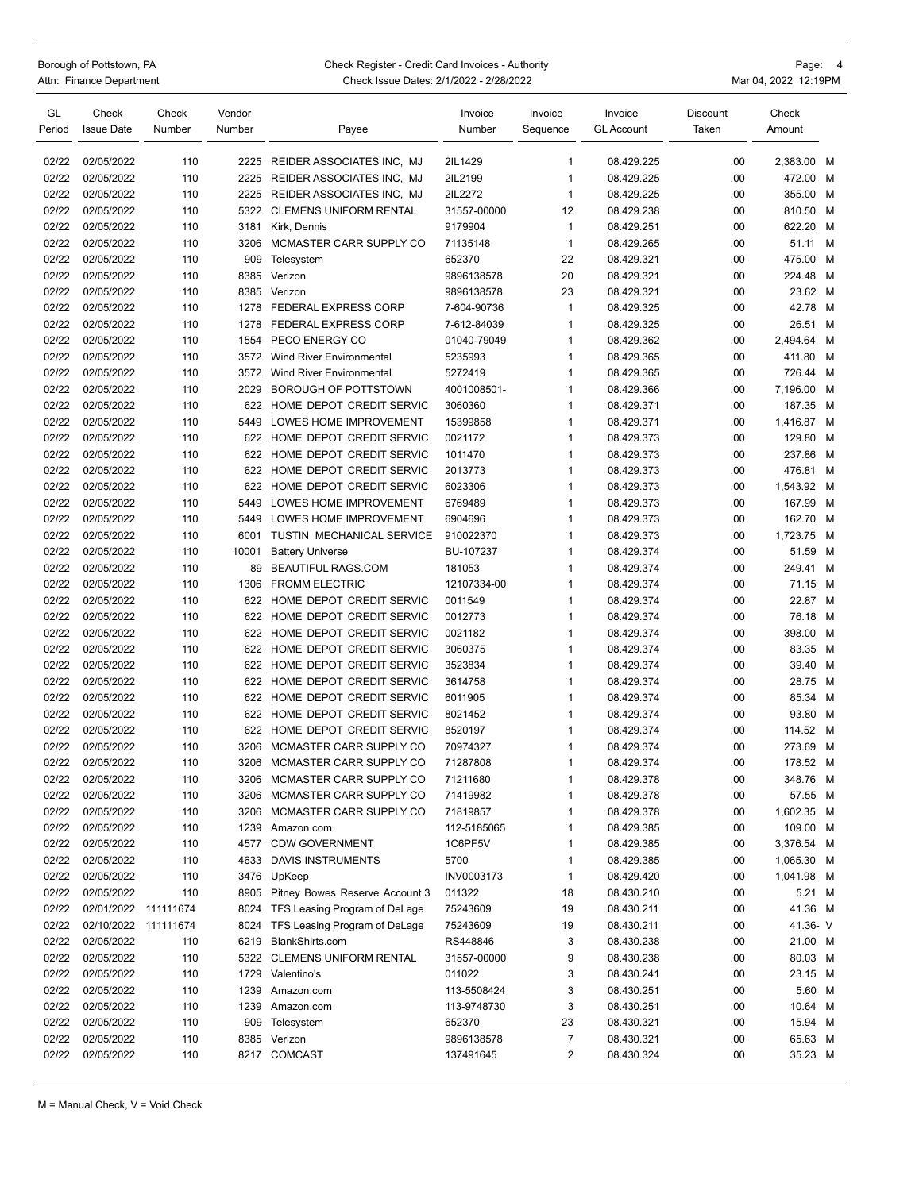Borough of Pottstown, PA
Attn: Finance Department

Check Register - Credit Card Invoices - Authority
Check Issue Dates: 2/1/2022 - 2/28/2022

Mar 04, 2022 12:19PM

| GL Period | Check Issue Date | Check Number | Vendor Number | Payee | Invoice Number | Invoice Sequence | Invoice GL Account | Discount Taken | Check Amount | |
|---|---|---|---|---|---|---|---|---|---|---|
| 02/22 | 02/05/2022 | 110 | 2225 | REIDER ASSOCIATES INC, MJ | 2IL1429 | 1 | 08.429.225 | .00 | 2,383.00 | M |
| 02/22 | 02/05/2022 | 110 | 2225 | REIDER ASSOCIATES INC, MJ | 2IL2199 | 1 | 08.429.225 | .00 | 472.00 | M |
| 02/22 | 02/05/2022 | 110 | 2225 | REIDER ASSOCIATES INC, MJ | 2IL2272 | 1 | 08.429.225 | .00 | 355.00 | M |
| 02/22 | 02/05/2022 | 110 | 5322 | CLEMENS UNIFORM RENTAL | 31557-00000 | 12 | 08.429.238 | .00 | 810.50 | M |
| 02/22 | 02/05/2022 | 110 | 3181 | Kirk, Dennis | 9179904 | 1 | 08.429.251 | .00 | 622.20 | M |
| 02/22 | 02/05/2022 | 110 | 3206 | MCMASTER CARR SUPPLY CO | 71135148 | 1 | 08.429.265 | .00 | 51.11 | M |
| 02/22 | 02/05/2022 | 110 | 909 | Telesystem | 652370 | 22 | 08.429.321 | .00 | 475.00 | M |
| 02/22 | 02/05/2022 | 110 | 8385 | Verizon | 9896138578 | 20 | 08.429.321 | .00 | 224.48 | M |
| 02/22 | 02/05/2022 | 110 | 8385 | Verizon | 9896138578 | 23 | 08.429.321 | .00 | 23.62 | M |
| 02/22 | 02/05/2022 | 110 | 1278 | FEDERAL EXPRESS CORP | 7-604-90736 | 1 | 08.429.325 | .00 | 42.78 | M |
| 02/22 | 02/05/2022 | 110 | 1278 | FEDERAL EXPRESS CORP | 7-612-84039 | 1 | 08.429.325 | .00 | 26.51 | M |
| 02/22 | 02/05/2022 | 110 | 1554 | PECO ENERGY CO | 01040-79049 | 1 | 08.429.362 | .00 | 2,494.64 | M |
| 02/22 | 02/05/2022 | 110 | 3572 | Wind River Environmental | 5235993 | 1 | 08.429.365 | .00 | 411.80 | M |
| 02/22 | 02/05/2022 | 110 | 3572 | Wind River Environmental | 5272419 | 1 | 08.429.365 | .00 | 726.44 | M |
| 02/22 | 02/05/2022 | 110 | 2029 | BOROUGH OF POTTSTOWN | 4001008501- | 1 | 08.429.366 | .00 | 7,196.00 | M |
| 02/22 | 02/05/2022 | 110 | 622 | HOME DEPOT CREDIT SERVIC | 3060360 | 1 | 08.429.371 | .00 | 187.35 | M |
| 02/22 | 02/05/2022 | 110 | 5449 | LOWES HOME IMPROVEMENT | 15399858 | 1 | 08.429.371 | .00 | 1,416.87 | M |
| 02/22 | 02/05/2022 | 110 | 622 | HOME DEPOT CREDIT SERVIC | 0021172 | 1 | 08.429.373 | .00 | 129.80 | M |
| 02/22 | 02/05/2022 | 110 | 622 | HOME DEPOT CREDIT SERVIC | 1011470 | 1 | 08.429.373 | .00 | 237.86 | M |
| 02/22 | 02/05/2022 | 110 | 622 | HOME DEPOT CREDIT SERVIC | 2013773 | 1 | 08.429.373 | .00 | 476.81 | M |
| 02/22 | 02/05/2022 | 110 | 622 | HOME DEPOT CREDIT SERVIC | 6023306 | 1 | 08.429.373 | .00 | 1,543.92 | M |
| 02/22 | 02/05/2022 | 110 | 5449 | LOWES HOME IMPROVEMENT | 6769489 | 1 | 08.429.373 | .00 | 167.99 | M |
| 02/22 | 02/05/2022 | 110 | 5449 | LOWES HOME IMPROVEMENT | 6904696 | 1 | 08.429.373 | .00 | 162.70 | M |
| 02/22 | 02/05/2022 | 110 | 6001 | TUSTIN MECHANICAL SERVICE | 910022370 | 1 | 08.429.373 | .00 | 1,723.75 | M |
| 02/22 | 02/05/2022 | 110 | 10001 | Battery Universe | BU-107237 | 1 | 08.429.374 | .00 | 51.59 | M |
| 02/22 | 02/05/2022 | 110 | 89 | BEAUTIFUL RAGS.COM | 181053 | 1 | 08.429.374 | .00 | 249.41 | M |
| 02/22 | 02/05/2022 | 110 | 1306 | FROMM ELECTRIC | 12107334-00 | 1 | 08.429.374 | .00 | 71.15 | M |
| 02/22 | 02/05/2022 | 110 | 622 | HOME DEPOT CREDIT SERVIC | 0011549 | 1 | 08.429.374 | .00 | 22.87 | M |
| 02/22 | 02/05/2022 | 110 | 622 | HOME DEPOT CREDIT SERVIC | 0012773 | 1 | 08.429.374 | .00 | 76.18 | M |
| 02/22 | 02/05/2022 | 110 | 622 | HOME DEPOT CREDIT SERVIC | 0021182 | 1 | 08.429.374 | .00 | 398.00 | M |
| 02/22 | 02/05/2022 | 110 | 622 | HOME DEPOT CREDIT SERVIC | 3060375 | 1 | 08.429.374 | .00 | 83.35 | M |
| 02/22 | 02/05/2022 | 110 | 622 | HOME DEPOT CREDIT SERVIC | 3523834 | 1 | 08.429.374 | .00 | 39.40 | M |
| 02/22 | 02/05/2022 | 110 | 622 | HOME DEPOT CREDIT SERVIC | 3614758 | 1 | 08.429.374 | .00 | 28.75 | M |
| 02/22 | 02/05/2022 | 110 | 622 | HOME DEPOT CREDIT SERVIC | 6011905 | 1 | 08.429.374 | .00 | 85.34 | M |
| 02/22 | 02/05/2022 | 110 | 622 | HOME DEPOT CREDIT SERVIC | 8021452 | 1 | 08.429.374 | .00 | 93.80 | M |
| 02/22 | 02/05/2022 | 110 | 622 | HOME DEPOT CREDIT SERVIC | 8520197 | 1 | 08.429.374 | .00 | 114.52 | M |
| 02/22 | 02/05/2022 | 110 | 3206 | MCMASTER CARR SUPPLY CO | 70974327 | 1 | 08.429.374 | .00 | 273.69 | M |
| 02/22 | 02/05/2022 | 110 | 3206 | MCMASTER CARR SUPPLY CO | 71287808 | 1 | 08.429.374 | .00 | 178.52 | M |
| 02/22 | 02/05/2022 | 110 | 3206 | MCMASTER CARR SUPPLY CO | 71211680 | 1 | 08.429.378 | .00 | 348.76 | M |
| 02/22 | 02/05/2022 | 110 | 3206 | MCMASTER CARR SUPPLY CO | 71419982 | 1 | 08.429.378 | .00 | 57.55 | M |
| 02/22 | 02/05/2022 | 110 | 3206 | MCMASTER CARR SUPPLY CO | 71819857 | 1 | 08.429.378 | .00 | 1,602.35 | M |
| 02/22 | 02/05/2022 | 110 | 1239 | Amazon.com | 112-5185065 | 1 | 08.429.385 | .00 | 109.00 | M |
| 02/22 | 02/05/2022 | 110 | 4577 | CDW GOVERNMENT | 1C6PF5V | 1 | 08.429.385 | .00 | 3,376.54 | M |
| 02/22 | 02/05/2022 | 110 | 4633 | DAVIS INSTRUMENTS | 5700 | 1 | 08.429.385 | .00 | 1,065.30 | M |
| 02/22 | 02/05/2022 | 110 | 3476 | UpKeep | INV0003173 | 1 | 08.429.420 | .00 | 1,041.98 | M |
| 02/22 | 02/05/2022 | 110 | 8905 | Pitney Bowes Reserve Account 3 | 011322 | 18 | 08.430.210 | .00 | 5.21 | M |
| 02/22 | 02/01/2022 | 111111674 | 8024 | TFS Leasing Program of DeLage | 75243609 | 19 | 08.430.211 | .00 | 41.36 | M |
| 02/22 | 02/10/2022 | 111111674 | 8024 | TFS Leasing Program of DeLage | 75243609 | 19 | 08.430.211 | .00 | 41.36- | V |
| 02/22 | 02/05/2022 | 110 | 6219 | BlankShirts.com | RS448846 | 3 | 08.430.238 | .00 | 21.00 | M |
| 02/22 | 02/05/2022 | 110 | 5322 | CLEMENS UNIFORM RENTAL | 31557-00000 | 9 | 08.430.238 | .00 | 80.03 | M |
| 02/22 | 02/05/2022 | 110 | 1729 | Valentino's | 011022 | 3 | 08.430.241 | .00 | 23.15 | M |
| 02/22 | 02/05/2022 | 110 | 1239 | Amazon.com | 113-5508424 | 3 | 08.430.251 | .00 | 5.60 | M |
| 02/22 | 02/05/2022 | 110 | 1239 | Amazon.com | 113-9748730 | 3 | 08.430.251 | .00 | 10.64 | M |
| 02/22 | 02/05/2022 | 110 | 909 | Telesystem | 652370 | 23 | 08.430.321 | .00 | 15.94 | M |
| 02/22 | 02/05/2022 | 110 | 8385 | Verizon | 9896138578 | 7 | 08.430.321 | .00 | 65.63 | M |
| 02/22 | 02/05/2022 | 110 | 8217 | COMCAST | 137491645 | 2 | 08.430.324 | .00 | 35.23 | M |

M = Manual Check, V = Void Check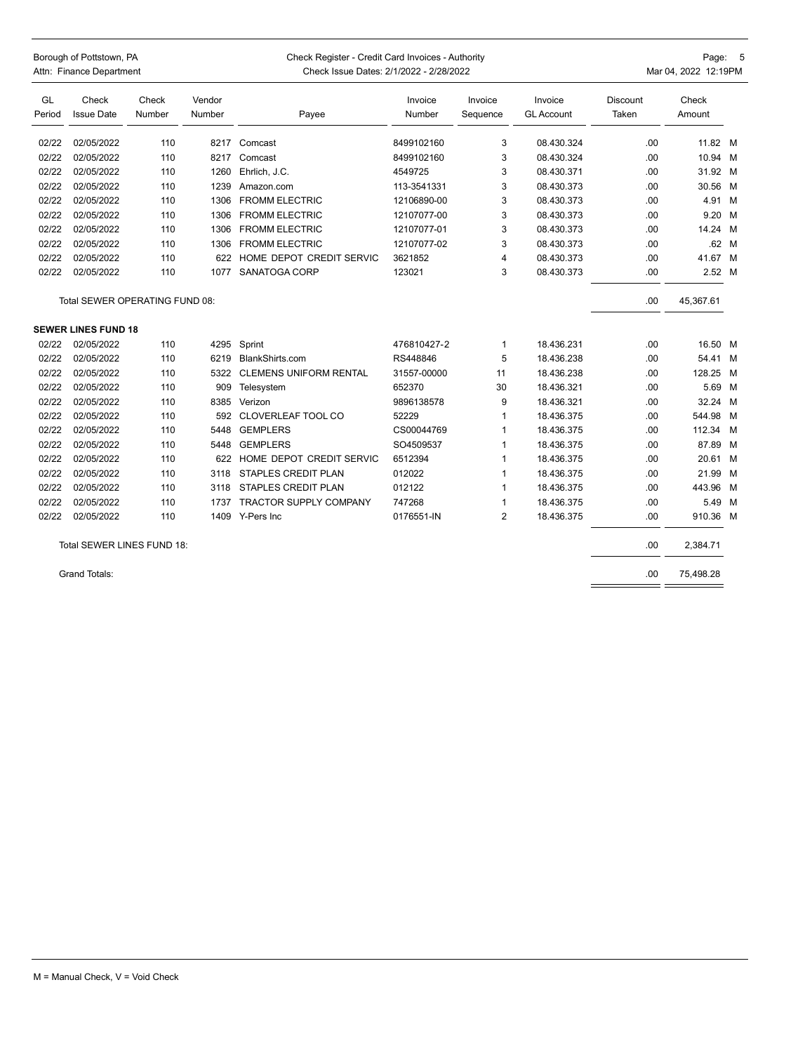Borough of Pottstown, PA
Attn: Finance Department

Check Register - Credit Card Invoices - Authority
Check Issue Dates: 2/1/2022 - 2/28/2022

Mar 04, 2022 12:19PM

| GL Period | Check Issue Date | Check Number | Vendor Number | Payee | Invoice Number | Invoice Sequence | Invoice GL Account | Discount Taken | Check Amount | |
|---|---|---|---|---|---|---|---|---|---|---|
| 02/22 | 02/05/2022 | 110 | 8217 | Comcast | 8499102160 | 3 | 08.430.324 | .00 | 11.82 | M |
| 02/22 | 02/05/2022 | 110 | 8217 | Comcast | 8499102160 | 3 | 08.430.324 | .00 | 10.94 | M |
| 02/22 | 02/05/2022 | 110 | 1260 | Ehrlich, J.C. | 4549725 | 3 | 08.430.371 | .00 | 31.92 | M |
| 02/22 | 02/05/2022 | 110 | 1239 | Amazon.com | 113-3541331 | 3 | 08.430.373 | .00 | 30.56 | M |
| 02/22 | 02/05/2022 | 110 | 1306 | FROMM ELECTRIC | 12106890-00 | 3 | 08.430.373 | .00 | 4.91 | M |
| 02/22 | 02/05/2022 | 110 | 1306 | FROMM ELECTRIC | 12107077-00 | 3 | 08.430.373 | .00 | 9.20 | M |
| 02/22 | 02/05/2022 | 110 | 1306 | FROMM ELECTRIC | 12107077-01 | 3 | 08.430.373 | .00 | 14.24 | M |
| 02/22 | 02/05/2022 | 110 | 1306 | FROMM ELECTRIC | 12107077-02 | 3 | 08.430.373 | .00 | .62 | M |
| 02/22 | 02/05/2022 | 110 | 622 | HOME DEPOT CREDIT SERVIC | 3621852 | 4 | 08.430.373 | .00 | 41.67 | M |
| 02/22 | 02/05/2022 | 110 | 1077 | SANATOGA CORP | 123021 | 3 | 08.430.373 | .00 | 2.52 | M |
| | Total SEWER OPERATING FUND 08: | | | | | | | .00 | 45,367.61 | |
| **SEWER LINES FUND 18** | | | | | | | | | | |
| 02/22 | 02/05/2022 | 110 | 4295 | Sprint | 476810427-2 | 1 | 18.436.231 | .00 | 16.50 | M |
| 02/22 | 02/05/2022 | 110 | 6219 | BlankShirts.com | RS448846 | 5 | 18.436.238 | .00 | 54.41 | M |
| 02/22 | 02/05/2022 | 110 | 5322 | CLEMENS UNIFORM RENTAL | 31557-00000 | 11 | 18.436.238 | .00 | 128.25 | M |
| 02/22 | 02/05/2022 | 110 | 909 | Telesystem | 652370 | 30 | 18.436.321 | .00 | 5.69 | M |
| 02/22 | 02/05/2022 | 110 | 8385 | Verizon | 9896138578 | 9 | 18.436.321 | .00 | 32.24 | M |
| 02/22 | 02/05/2022 | 110 | 592 | CLOVERLEAF TOOL CO | 52229 | 1 | 18.436.375 | .00 | 544.98 | M |
| 02/22 | 02/05/2022 | 110 | 5448 | GEMPLERS | CS00044769 | 1 | 18.436.375 | .00 | 112.34 | M |
| 02/22 | 02/05/2022 | 110 | 5448 | GEMPLERS | SO4509537 | 1 | 18.436.375 | .00 | 87.89 | M |
| 02/22 | 02/05/2022 | 110 | 622 | HOME DEPOT CREDIT SERVIC | 6512394 | 1 | 18.436.375 | .00 | 20.61 | M |
| 02/22 | 02/05/2022 | 110 | 3118 | STAPLES CREDIT PLAN | 012022 | 1 | 18.436.375 | .00 | 21.99 | M |
| 02/22 | 02/05/2022 | 110 | 3118 | STAPLES CREDIT PLAN | 012122 | 1 | 18.436.375 | .00 | 443.96 | M |
| 02/22 | 02/05/2022 | 110 | 1737 | TRACTOR SUPPLY COMPANY | 747268 | 1 | 18.436.375 | .00 | 5.49 | M |
| 02/22 | 02/05/2022 | 110 | 1409 | Y-Pers Inc | 0176551-IN | 2 | 18.436.375 | .00 | 910.36 | M |
| | Total SEWER LINES FUND 18: | | | | | | | .00 | 2,384.71 | |
| | Grand Totals: | | | | | | | .00 | 75,498.28 | |

M = Manual Check, V = Void Check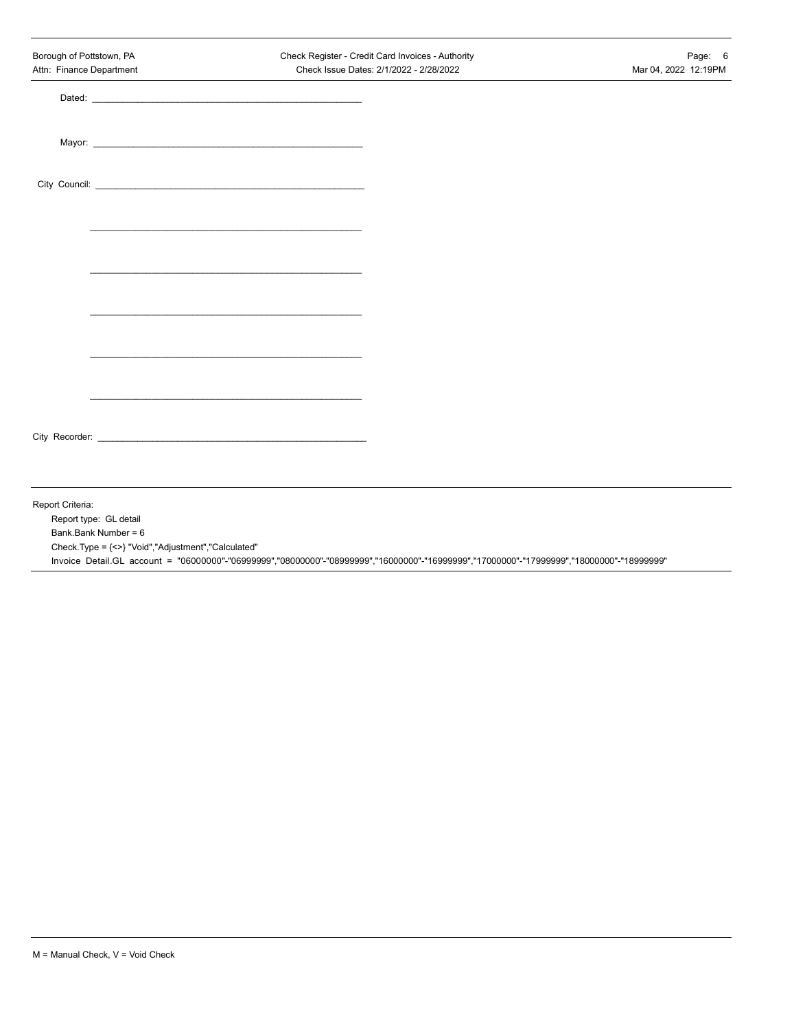Dated: \_\_\_\_\_\_\_\_\_\_\_\_\_\_\_\_\_\_\_\_\_\_\_\_\_\_\_\_\_\_\_\_\_\_\_\_\_\_\_\_\_\_\_\_\_\_\_\_\_\_\_\_

Mayor: \_\_\_\_\_\_\_\_\_\_\_\_\_\_\_\_\_\_\_\_\_\_\_\_\_\_\_\_\_\_\_\_\_\_\_\_\_\_\_\_\_\_\_\_\_\_\_\_\_\_\_\_

City Council: \_\_\_\_\_\_\_\_\_\_\_\_\_\_\_\_\_\_\_\_\_\_\_\_\_\_\_\_\_\_\_\_\_\_\_\_\_\_\_\_\_\_\_\_\_\_\_\_\_\_\_\_

\_\_\_\_\_\_\_\_\_\_\_\_\_\_\_\_\_\_\_\_\_\_\_\_\_\_\_\_\_\_\_\_\_\_\_\_\_\_\_\_\_\_\_\_\_\_\_\_\_\_\_\_

\_\_\_\_\_\_\_\_\_\_\_\_\_\_\_\_\_\_\_\_\_\_\_\_\_\_\_\_\_\_\_\_\_\_\_\_\_\_\_\_\_\_\_\_\_\_\_\_\_\_\_\_

\_\_\_\_\_\_\_\_\_\_\_\_\_\_\_\_\_\_\_\_\_\_\_\_\_\_\_\_\_\_\_\_\_\_\_\_\_\_\_\_\_\_\_\_\_\_\_\_\_\_\_\_

\_\_\_\_\_\_\_\_\_\_\_\_\_\_\_\_\_\_\_\_\_\_\_\_\_\_\_\_\_\_\_\_\_\_\_\_\_\_\_\_\_\_\_\_\_\_\_\_\_\_\_\_

\_\_\_\_\_\_\_\_\_\_\_\_\_\_\_\_\_\_\_\_\_\_\_\_\_\_\_\_\_\_\_\_\_\_\_\_\_\_\_\_\_\_\_\_\_\_\_\_\_\_\_\_

City Recorder: \_\_\_\_\_\_\_\_\_\_\_\_\_\_\_\_\_\_\_\_\_\_\_\_\_\_\_\_\_\_\_\_\_\_\_\_\_\_\_\_\_\_\_\_\_\_\_\_\_\_\_\_

Report Criteria:

- Report type: GL detail
- Bank.Bank Number = 6
- Check.Type = {<>} "Void","Adjustment","Calculated"
- Invoice Detail.GL account = "06000000"-"06999999","08000000"-"08999999","16000000"-"16999999","17000000"-"17999999","18000000"-"18999999"

M = Manual Check, V = Void Check